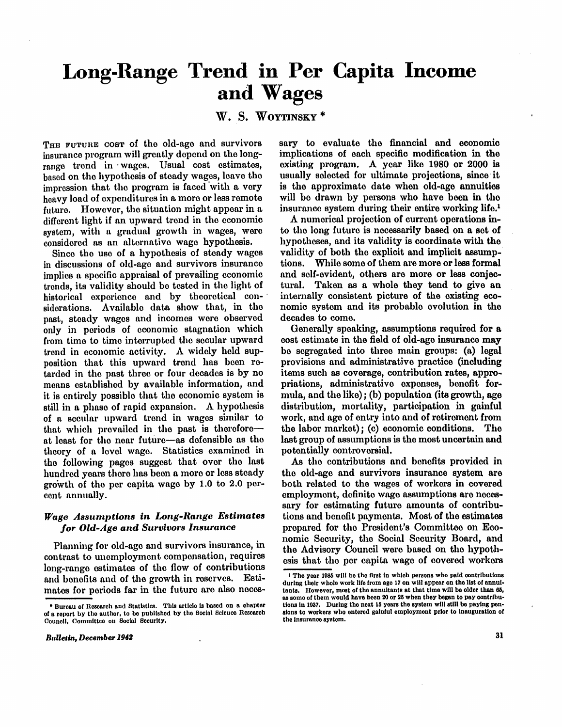# Long-Range Trend in Per Capita Income and Wages

W. S. Woytinsky *

The future cost of the old-age and survivors insurance program will greatly depend on the long-range trend in wages. Usual cost estimates, based on the hypothesis of steady wages, leave the impression that the program is faced with a very heavy load of expenditures in a more or less remote future. However, the situation might appear in a different light if an upward trend in the economic system, with a gradual growth in wages, were considered as an alternative wage hypothesis.

Since the use of a hypothesis of steady wages in discussions of old-age and survivors insurance implies a specific appraisal of prevailing economic trends, its validity should be tested in the light of historical experience and by theoretical considerations. Available data show that, in the past, steady wages and incomes were observed only in periods of economic stagnation which from time to time interrupted the secular upward trend in economic activity. A widely held supposition that this upward trend has been retarded in the past three or four decades is by no means established by available information, and it is entirely possible that the economic system is still in a phase of rapid expansion. A hypothesis of a secular upward trend in wages similar to that which prevailed in the past is therefore—at least for the near future—as defensible as the theory of a level wage. Statistics examined in the following pages suggest that over the last hundred years there has been a more or less steady growth of the per capita wage by 1.0 to 2.0 percent annually.

## *Wage Assumptions in Long-Range Estimates for Old-Age and Survivors Insurance*

Planning for old-age and survivors insurance, in contrast to unemployment compensation, requires long-range estimates of the flow of contributions and benefits and of the growth in reserves. Estimates for periods far in the future are also necessary to evaluate the financial and economic implications of each specific modification in the existing program. A year like 1980 or 2000 is usually selected for ultimate projections, since it is the approximate date when old-age annuities will be drawn by persons who have been in the insurance system during their entire working life.[1]

A numerical projection of current operations into the long future is necessarily based on a set of hypotheses, and its validity is coordinate with the validity of both the explicit and implicit assumptions. While some of them are more or less formal and self-evident, others are more or less conjectural. Taken as a whole they tend to give an internally consistent picture of the existing economic system and its probable evolution in the decades to come.

Generally speaking, assumptions required for a cost estimate in the field of old-age insurance may be segregated into three main groups: (a) legal provisions and administrative practice (including items such as coverage, contribution rates, appropriations, administrative expenses, benefit formula, and the like); (b) population (its growth, age distribution, mortality, participation in gainful work, and age of entry into and of retirement from the labor market); (c) economic conditions. The last group of assumptions is the most uncertain and potentially controversial.

As the contributions and benefits provided in the old-age and survivors insurance system are both related to the wages of workers in covered employment, definite wage assumptions are necessary for estimating future amounts of contributions and benefit payments. Most of the estimates prepared for the President's Committee on Economic Security, the Social Security Board, and the Advisory Council were based on the hypothesis that the per capita wage of covered workers

---

\* Bureau of Research and Statistics. This article is based on a chapter of a report by the author, to be published by the Social Science Research Council, Committee on Social Security.

[1] The year 1985 will be the first in which persons who paid contributions during their whole work life from age 17 on will appear on the list of annuitants. However, most of the annuitants at that time will be older than 65, as some of them would have been 20 or 25 when they began to pay contributions in 1937. During the next 15 years the system will still be paying pensions to workers who entered gainful employment prior to inauguration of the insurance system.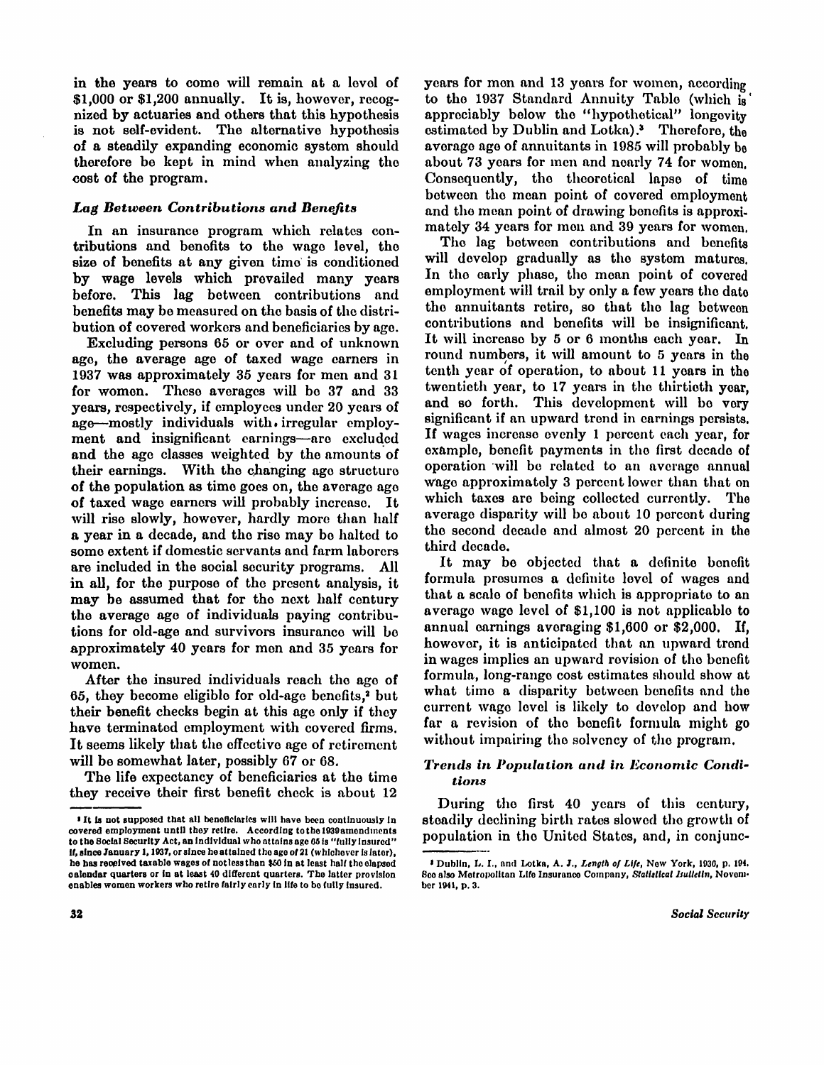in the years to come will remain at a level of $1,000 or $1,200 annually. It is, however, recognized by actuaries and others that this hypothesis is not self-evident. The alternative hypothesis of a steadily expanding economic system should therefore be kept in mind when analyzing the cost of the program.

### *Lag Between Contributions and Benefits*

In an insurance program which relates contributions and benefits to the wage level, the size of benefits at any given time is conditioned by wage levels which prevailed many years before. This lag between contributions and benefits may be measured on the basis of the distribution of covered workers and beneficiaries by age.

Excluding persons 65 or over and of unknown age, the average age of taxed wage earners in 1937 was approximately 35 years for men and 31 for women. These averages will be 37 and 33 years, respectively, if employees under 20 years of age—mostly individuals with irregular employment and insignificant earnings—are excluded and the age classes weighted by the amounts of their earnings. With the changing age structure of the population as time goes on, the average age of taxed wage earners will probably increase. It will rise slowly, however, hardly more than half a year in a decade, and the rise may be halted to some extent if domestic servants and farm laborers are included in the social security programs. All in all, for the purpose of the present analysis, it may be assumed that for the next half century the average age of individuals paying contributions for old-age and survivors insurance will be approximately 40 years for men and 35 years for women.

After the insured individuals reach the age of 65, they become eligible for old-age benefits,[2] but their benefit checks begin at this age only if they have terminated employment with covered firms. It seems likely that the effective age of retirement will be somewhat later, possibly 67 or 68.

The life expectancy of beneficiaries at the time they receive their first benefit check is about 12 years for men and 13 years for women, according to the 1937 Standard Annuity Table (which is appreciably below the "hypothetical" longevity estimated by Dublin and Lotka).[3] Therefore, the average age of annuitants in 1985 will probably be about 73 years for men and nearly 74 for women. Consequently, the theoretical lapse of time between the mean point of covered employment and the mean point of drawing benefits is approximately 34 years for men and 39 years for women.

The lag between contributions and benefits will develop gradually as the system matures. In the early phase, the mean point of covered employment will trail by only a few years the date the annuitants retire, so that the lag between contributions and benefits will be insignificant. It will increase by 5 or 6 months each year. In round numbers, it will amount to 5 years in the tenth year of operation, to about 11 years in the twentieth year, to 17 years in the thirtieth year, and so forth. This development will be very significant if an upward trend in earnings persists. If wages increase evenly 1 percent each year, for example, benefit payments in the first decade of operation will be related to an average annual wage approximately 3 percent lower than that on which taxes are being collected currently. The average disparity will be about 10 percent during the second decade and almost 20 percent in the third decade.

It may be objected that a definite benefit formula presumes a definite level of wages and that a scale of benefits which is appropriate to an average wage level of $1,100 is not applicable to annual earnings averaging $1,600 or $2,000. If, however, it is anticipated that an upward trend in wages implies an upward revision of the benefit formula, long-range cost estimates should show at what time a disparity between benefits and the current wage level is likely to develop and how far a revision of the benefit formula might go without impairing the solvency of the program.

### *Trends in Population and in Economic Conditions*

During the first 40 years of this century, steadily declining birth rates slowed the growth of population in the United States, and, in conjunc-

---

[2] It is not supposed that all beneficiaries will have been continuously in covered employment until they retire. According to the 1939 amendments to the Social Security Act, an individual who attains age 65 is "fully insured" if, since January 1, 1937, or since he attained the age of 21 (whichever is later), he has received taxable wages of not less than $50 in at least half the elapsed calendar quarters or in at least 40 different quarters. The latter provision enables women workers who retire fairly early in life to be fully insured.

[3] Dublin, L. I., and Lotka, A. J., *Length of Life*, New York, 1936, p. 194. See also Metropolitan Life Insurance Company, *Statistical Bulletin*, November 1941, p. 3.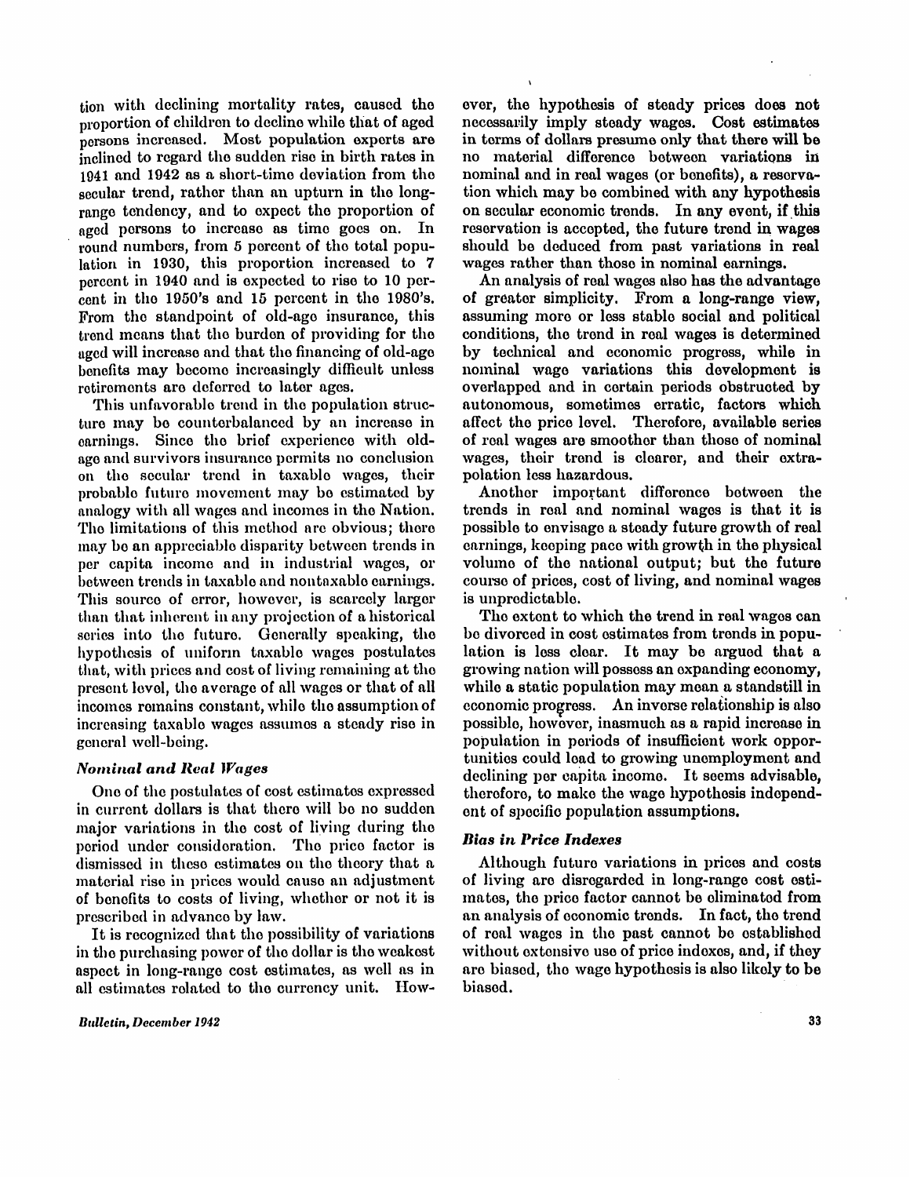tion with declining mortality rates, caused the proportion of children to decline while that of aged persons increased. Most population experts are inclined to regard the sudden rise in birth rates in 1941 and 1942 as a short-time deviation from the secular trend, rather than an upturn in the long-range tendency, and to expect the proportion of aged persons to increase as time goes on. In round numbers, from 5 percent of the total population in 1930, this proportion increased to 7 percent in 1940 and is expected to rise to 10 percent in the 1950's and 15 percent in the 1980's. From the standpoint of old-age insurance, this trend means that the burden of providing for the aged will increase and that the financing of old-age benefits may become increasingly difficult unless retirements are deferred to later ages.

This unfavorable trend in the population structure may be counterbalanced by an increase in earnings. Since the brief experience with old-age and survivors insurance permits no conclusion on the secular trend in taxable wages, their probable future movement may be estimated by analogy with all wages and incomes in the Nation. The limitations of this method are obvious; there may be an appreciable disparity between trends in per capita income and in industrial wages, or between trends in taxable and nontaxable earnings. This source of error, however, is scarcely larger than that inherent in any projection of a historical series into the future. Generally speaking, the hypothesis of uniform taxable wages postulates that, with prices and cost of living remaining at the present level, the average of all wages or that of all incomes remains constant, while the assumption of increasing taxable wages assumes a steady rise in general well-being.

### *Nominal and Real Wages*

One of the postulates of cost estimates expressed in current dollars is that there will be no sudden major variations in the cost of living during the period under consideration. The price factor is dismissed in these estimates on the theory that a material rise in prices would cause an adjustment of benefits to costs of living, whether or not it is prescribed in advance by law.

It is recognized that the possibility of variations in the purchasing power of the dollar is the weakest aspect in long-range cost estimates, as well as in all estimates related to the currency unit. However, the hypothesis of steady prices does not necessarily imply steady wages. Cost estimates in terms of dollars presume only that there will be no material difference between variations in nominal and in real wages (or benefits), a reservation which may be combined with any hypothesis on secular economic trends. In any event, if this reservation is accepted, the future trend in wages should be deduced from past variations in real wages rather than those in nominal earnings.

An analysis of real wages also has the advantage of greater simplicity. From a long-range view, assuming more or less stable social and political conditions, the trend in real wages is determined by technical and economic progress, while in nominal wage variations this development is overlapped and in certain periods obstructed by autonomous, sometimes erratic, factors which affect the price level. Therefore, available series of real wages are smoother than those of nominal wages, their trend is clearer, and their extrapolation less hazardous.

Another important difference between the trends in real and nominal wages is that it is possible to envisage a steady future growth of real earnings, keeping pace with growth in the physical volume of the national output; but the future course of prices, cost of living, and nominal wages is unpredictable.

The extent to which the trend in real wages can be divorced in cost estimates from trends in population is less clear. It may be argued that a growing nation will possess an expanding economy, while a static population may mean a standstill in economic progress. An inverse relationship is also possible, however, inasmuch as a rapid increase in population in periods of insufficient work opportunities could lead to growing unemployment and declining per capita income. It seems advisable, therefore, to make the wage hypothesis independent of specific population assumptions.

### *Bias in Price Indexes*

Although future variations in prices and costs of living are disregarded in long-range cost estimates, the price factor cannot be eliminated from an analysis of economic trends. In fact, the trend of real wages in the past cannot be established without extensive use of price indexes, and, if they are biased, the wage hypothesis is also likely to be biased.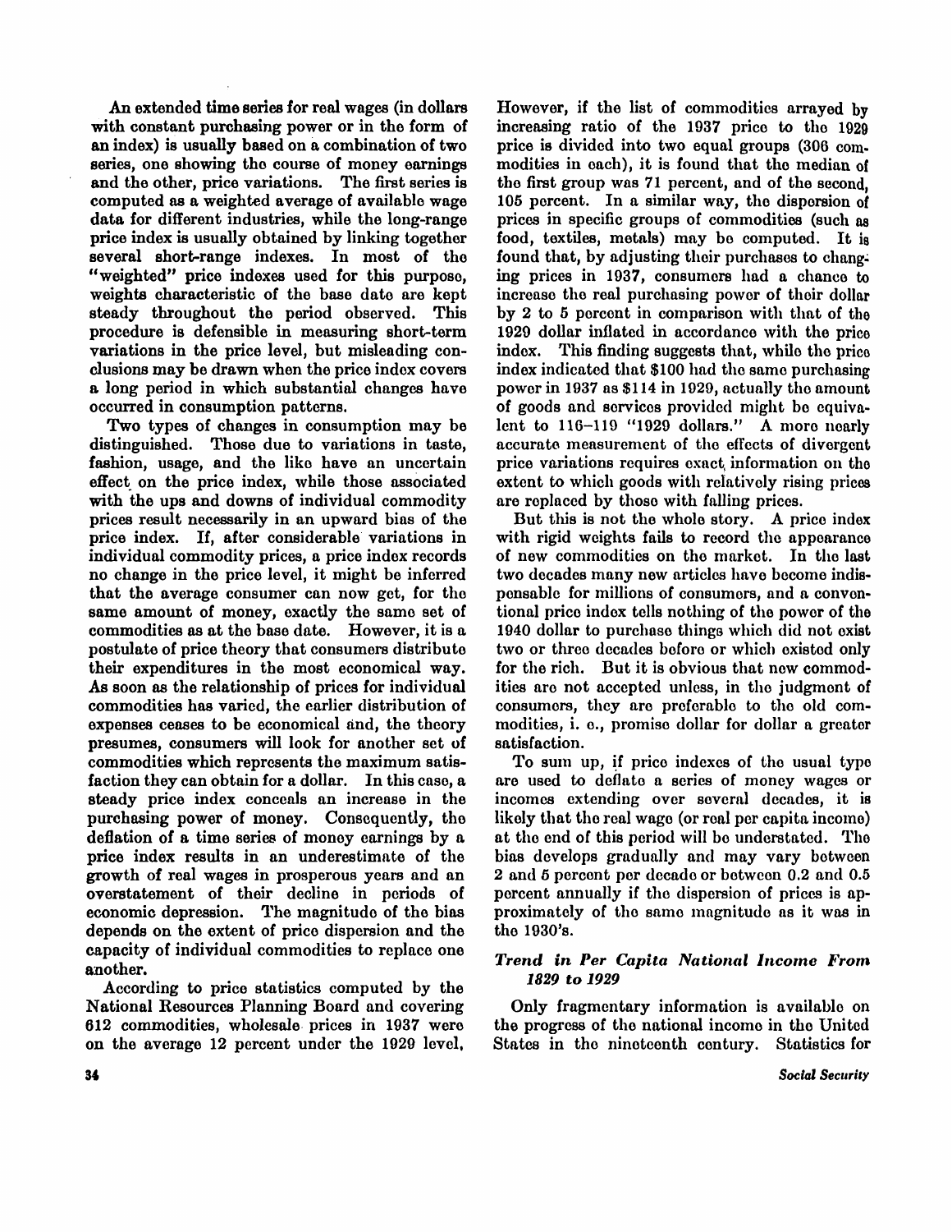An extended time series for real wages (in dollars with constant purchasing power or in the form of an index) is usually based on a combination of two series, one showing the course of money earnings and the other, price variations. The first series is computed as a weighted average of available wage data for different industries, while the long-range price index is usually obtained by linking together several short-range indexes. In most of the "weighted" price indexes used for this purpose, weights characteristic of the base date are kept steady throughout the period observed. This procedure is defensible in measuring short-term variations in the price level, but misleading conclusions may be drawn when the price index covers a long period in which substantial changes have occurred in consumption patterns.

Two types of changes in consumption may be distinguished. Those due to variations in taste, fashion, usage, and the like have an uncertain effect on the price index, while those associated with the ups and downs of individual commodity prices result necessarily in an upward bias of the price index. If, after considerable variations in individual commodity prices, a price index records no change in the price level, it might be inferred that the average consumer can now get, for the same amount of money, exactly the same set of commodities as at the base date. However, it is a postulate of price theory that consumers distribute their expenditures in the most economical way. As soon as the relationship of prices for individual commodities has varied, the earlier distribution of expenses ceases to be economical and, the theory presumes, consumers will look for another set of commodities which represents the maximum satisfaction they can obtain for a dollar. In this case, a steady price index conceals an increase in the purchasing power of money. Consequently, the deflation of a time series of money earnings by a price index results in an underestimate of the growth of real wages in prosperous years and an overstatement of their decline in periods of economic depression. The magnitude of the bias depends on the extent of price dispersion and the capacity of individual commodities to replace one another.

According to price statistics computed by the National Resources Planning Board and covering 612 commodities, wholesale prices in 1937 were on the average 12 percent under the 1929 level. However, if the list of commodities arrayed by increasing ratio of the 1937 price to the 1929 price is divided into two equal groups (306 commodities in each), it is found that the median of the first group was 71 percent, and of the second, 105 percent. In a similar way, the dispersion of prices in specific groups of commodities (such as food, textiles, metals) may be computed. It is found that, by adjusting their purchases to changing prices in 1937, consumers had a chance to increase the real purchasing power of their dollar by 2 to 5 percent in comparison with that of the 1929 dollar inflated in accordance with the price index. This finding suggests that, while the price index indicated that $100 had the same purchasing power in 1937 as $114 in 1929, actually the amount of goods and services provided might be equivalent to 116–119 "1929 dollars." A more nearly accurate measurement of the effects of divergent price variations requires exact information on the extent to which goods with relatively rising prices are replaced by those with falling prices.

But this is not the whole story. A price index with rigid weights fails to record the appearance of new commodities on the market. In the last two decades many new articles have become indispensable for millions of consumers, and a conventional price index tells nothing of the power of the 1940 dollar to purchase things which did not exist two or three decades before or which existed only for the rich. But it is obvious that new commodities are not accepted unless, in the judgment of consumers, they are preferable to the old commodities, i. e., promise dollar for dollar a greater satisfaction.

To sum up, if price indexes of the usual type are used to deflate a series of money wages or incomes extending over several decades, it is likely that the real wage (or real per capita income) at the end of this period will be understated. The bias develops gradually and may vary between 2 and 5 percent per decade or between 0.2 and 0.5 percent annually if the dispersion of prices is approximately of the same magnitude as it was in the 1930's.

### *Trend in Per Capita National Income From 1829 to 1929*

Only fragmentary information is available on the progress of the national income in the United States in the nineteenth century. Statistics for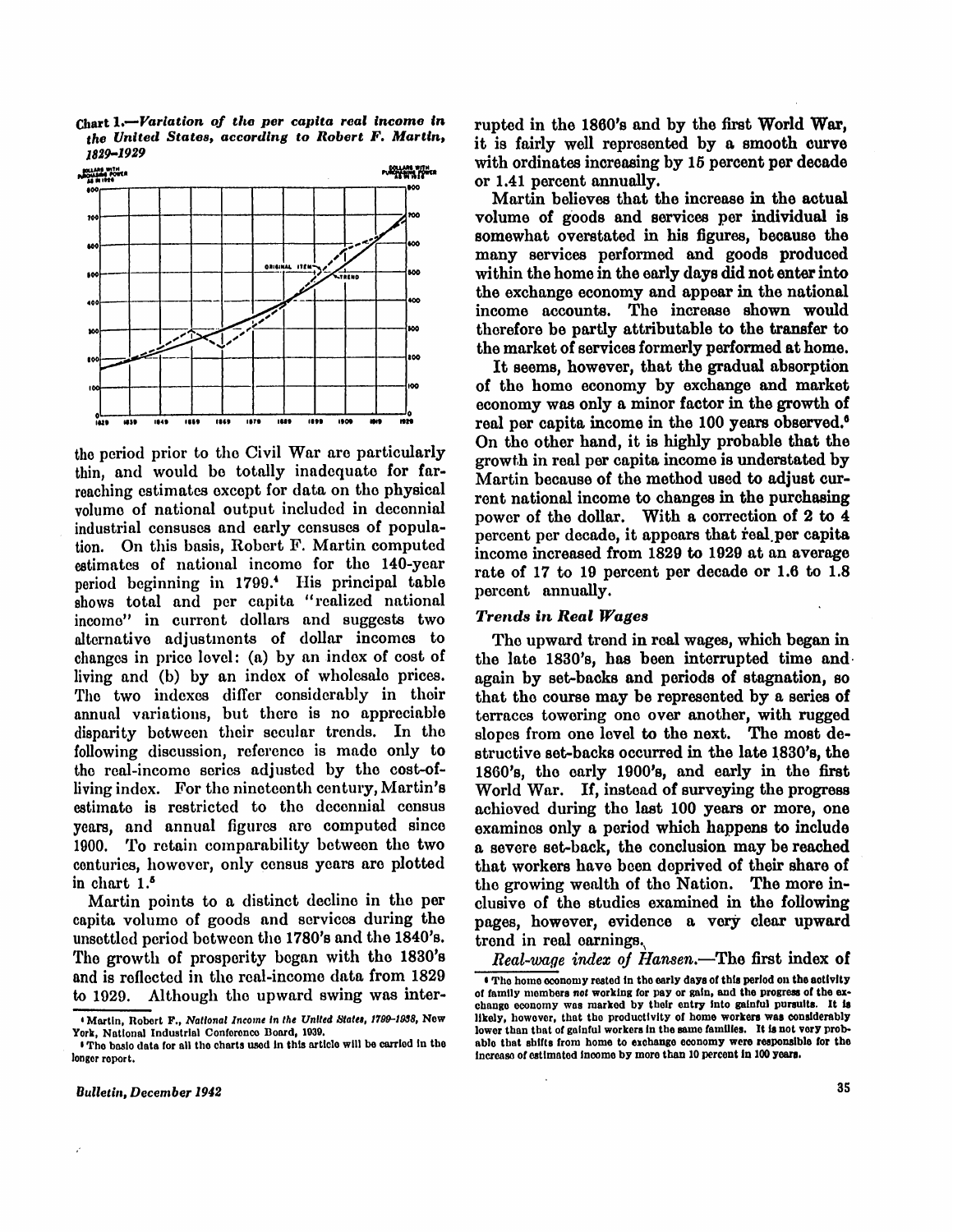**Chart 1.—*Variation of the per capita real income in the United States, according to Robert F. Martin, 1829–1929***

the period prior to the Civil War are particularly thin, and would be totally inadequate for far-reaching estimates except for data on the physical volume of national output included in decennial industrial censuses and early censuses of population. On this basis, Robert F. Martin computed estimates of national income for the 140-year period beginning in 1799.[4] His principal table shows total and per capita "realized national income" in current dollars and suggests two alternative adjustments of dollar incomes to changes in price level: (a) by an index of cost of living and (b) by an index of wholesale prices. The two indexes differ considerably in their annual variations, but there is no appreciable disparity between their secular trends. In the following discussion, reference is made only to the real-income series adjusted by the cost-of-living index. For the nineteenth century, Martin's estimate is restricted to the decennial census years, and annual figures are computed since 1900. To retain comparability between the two centuries, however, only census years are plotted in chart 1.[5]

Martin points to a distinct decline in the per capita volume of goods and services during the unsettled period between the 1780's and the 1840's. The growth of prosperity began with the 1830's and is reflected in the real-income data from 1829 to 1929. Although the upward swing was interrupted in the 1860's and by the first World War, it is fairly well represented by a smooth curve with ordinates increasing by 15 percent per decade or 1.41 percent annually.

Martin believes that the increase in the actual volume of goods and services per individual is somewhat overstated in his figures, because the many services performed and goods produced within the home in the early days did not enter into the exchange economy and appear in the national income accounts. The increase shown would therefore be partly attributable to the transfer to the market of services formerly performed at home.

It seems, however, that the gradual absorption of the home economy by exchange and market economy was only a minor factor in the growth of real per capita income in the 100 years observed.[6] On the other hand, it is highly probable that the growth in real per capita income is understated by Martin because of the method used to adjust current national income to changes in the purchasing power of the dollar. With a correction of 2 to 4 percent per decade, it appears that real per capita income increased from 1829 to 1929 at an average rate of 17 to 19 percent per decade or 1.6 to 1.8 percent annually.

### *Trends in Real Wages*

The upward trend in real wages, which began in the late 1830's, has been interrupted time and again by set-backs and periods of stagnation, so that the course may be represented by a series of terraces towering one over another, with rugged slopes from one level to the next. The most destructive set-backs occurred in the late 1830's, the 1860's, the early 1900's, and early in the first World War. If, instead of surveying the progress achieved during the last 100 years or more, one examines only a period which happens to include a severe set-back, the conclusion may be reached that workers have been deprived of their share of the growing wealth of the Nation. The more inclusive of the studies examined in the following pages, however, evidence a very clear upward trend in real earnings.

*Real-wage index of Hansen.*—The first index of

---

[4] Martin, Robert F., *National Income in the United States, 1799–1938*, New York, National Industrial Conference Board, 1939.

[5] The basic data for all the charts used in this article will be carried in the longer report.

[6] The home economy rested in the early days of this period on the activity of family members *not* working for pay or gain, and the progress of the exchange economy was marked by their entry into gainful pursuits. It is likely, however, that the productivity of home workers was considerably lower than that of gainful workers in the same families. It is not very probable that shifts from home to exchange economy were responsible for the increase of estimated income by more than 10 percent in 100 years.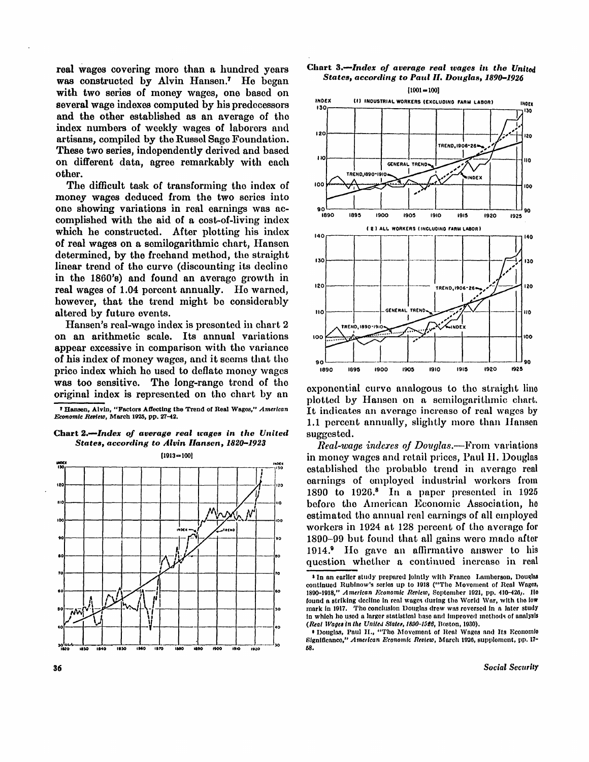real wages covering more than a hundred years was constructed by Alvin Hansen.[7] He began with two series of money wages, one based on several wage indexes computed by his predecessors and the other established as an average of the index numbers of weekly wages of laborers and artisans, compiled by the Russel Sage Foundation. These two series, independently derived and based on different data, agree remarkably with each other.

The difficult task of transforming the index of money wages deduced from the two series into one showing variations in real earnings was accomplished with the aid of a cost-of-living index which he constructed. After plotting his index of real wages on a semilogarithmic chart, Hansen determined, by the freehand method, the straight linear trend of the curve (discounting its decline in the 1860's) and found an average growth in real wages of 1.04 percent annually. He warned, however, that the trend might be considerably altered by future events.

Hansen's real-wage index is presented in chart 2 on an arithmetic scale. Its annual variations appear excessive in comparison with the variance of his index of money wages, and it seems that the price index which he used to deflate money wages was too sensitive. The long-range trend of the original index is represented on the chart by an exponential curve analogous to the straight line plotted by Hansen on a semilogarithmic chart. It indicates an average increase of real wages by 1.1 percent annually, slightly more than Hansen suggested.

**Chart 2.—*Index of average real wages in the United States, according to Alvin Hansen, 1820–1923***

[1913=100]

**Chart 3.—*Index of average real wages in the United States, according to Paul H. Douglas, 1890–1926***

[1901=100]

*Real-wage indexes of Douglas.*—From variations in money wages and retail prices, Paul H. Douglas established the probable trend in average real earnings of employed industrial workers from 1890 to 1926.[8] In a paper presented in 1925 before the American Economic Association, he estimated the annual real earnings of all employed workers in 1924 at 128 percent of the average for 1890–99 but found that all gains were made after 1914.[9] He gave an affirmative answer to his question whether a continued increase in real

---

[7] Hansen, Alvin, "Factors Affecting the Trend of Real Wages," *American Economic Review*, March 1925, pp. 27–42.

[8] In an earlier study prepared jointly with Frances Lamberson, Douglas continued Rubinow's series up to 1918 ("The Movement of Real Wages, 1890–1918," *American Economic Review*, September 1921, pp. 410–426). He found a striking decline in real wages during the World War, with the low mark in 1917. The conclusion Douglas drew was reversed in a later study in which he used a larger statistical base and improved methods of analysis (*Real Wages in the United States, 1890–1926*, Boston, 1930).

[9] Douglas, Paul H., "The Movement of Real Wages and Its Economic Significance," *American Economic Review*, March 1926, supplement, pp. 17–53.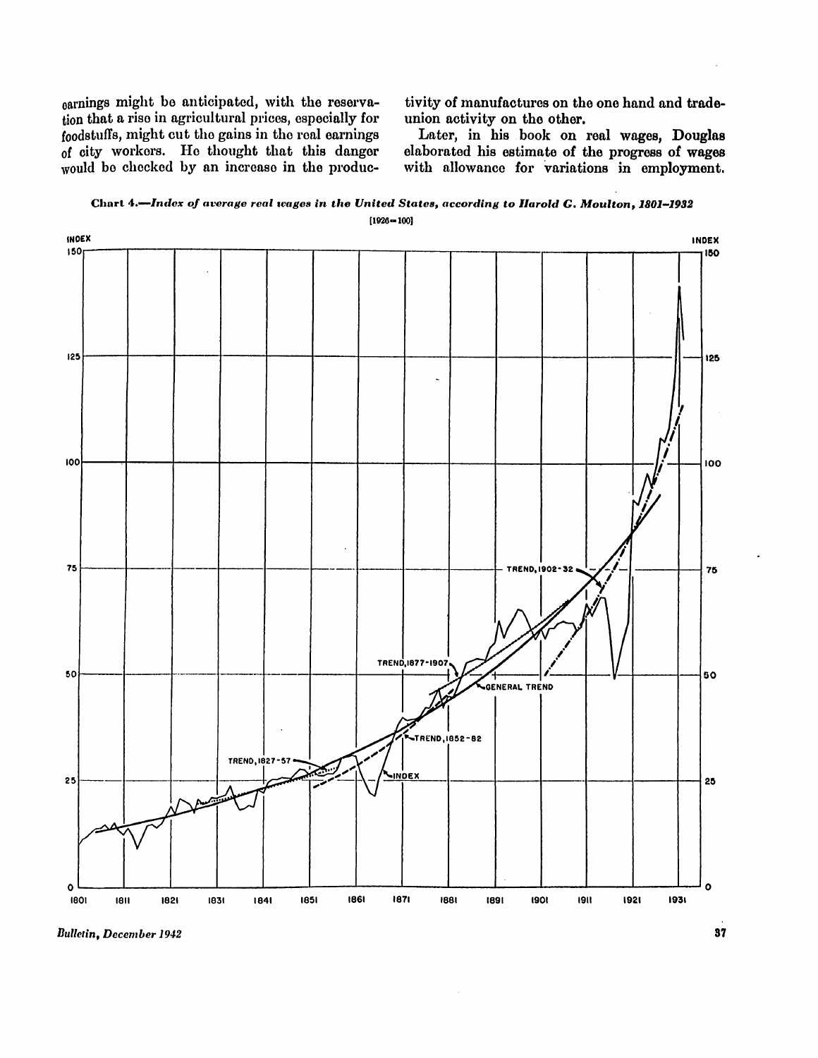earnings might be anticipated, with the reservation that a rise in agricultural prices, especially for foodstuffs, might cut the gains in the real earnings of city workers. He thought that this danger would be checked by an increase in the productivity of manufactures on the one hand and trade-union activity on the other.

Later, in his book on real wages, Douglas elaborated his estimate of the progress of wages with allowance for variations in employment.

**Chart 4.—*Index of average real wages in the United States, according to Harold G. Moulton, 1801–1932***

[1926=100]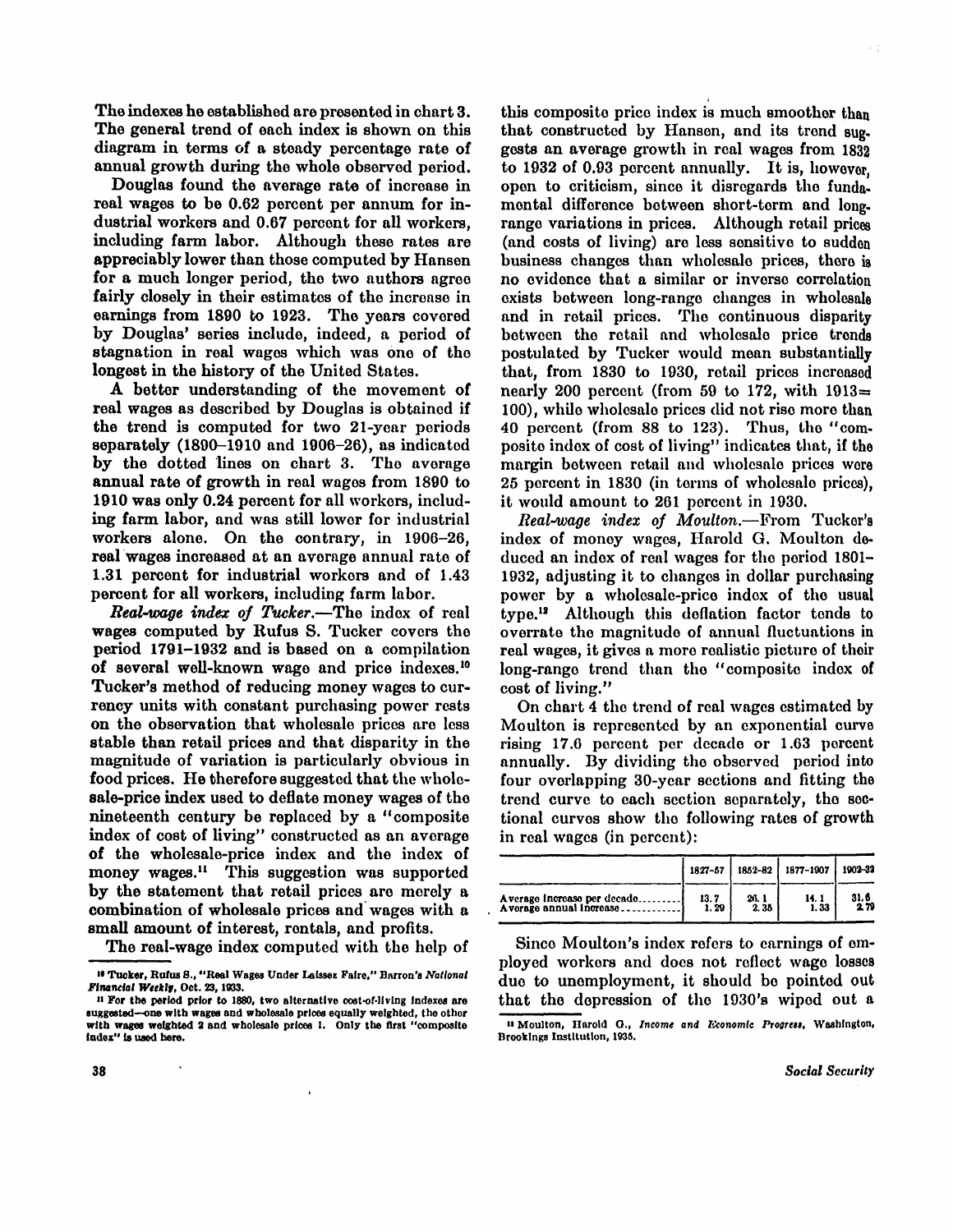The indexes he established are presented in chart 3. The general trend of each index is shown on this diagram in terms of a steady percentage rate of annual growth during the whole observed period.

Douglas found the average rate of increase in real wages to be 0.62 percent per annum for industrial workers and 0.67 percent for all workers, including farm labor. Although these rates are appreciably lower than those computed by Hansen for a much longer period, the two authors agree fairly closely in their estimates of the increase in earnings from 1890 to 1923. The years covered by Douglas' series include, indeed, a period of stagnation in real wages which was one of the longest in the history of the United States.

A better understanding of the movement of real wages as described by Douglas is obtained if the trend is computed for two 21-year periods separately (1890–1910 and 1906–26), as indicated by the dotted lines on chart 3. The average annual rate of growth in real wages from 1890 to 1910 was only 0.24 percent for all workers, including farm labor, and was still lower for industrial workers alone. On the contrary, in 1906–26, real wages increased at an average annual rate of 1.31 percent for industrial workers and of 1.43 percent for all workers, including farm labor.

*Real-wage index of Tucker.*—The index of real wages computed by Rufus S. Tucker covers the period 1791–1932 and is based on a compilation of several well-known wage and price indexes.[10] Tucker's method of reducing money wages to currency units with constant purchasing power rests on the observation that wholesale prices are less stable than retail prices and that disparity in the magnitude of variation is particularly obvious in food prices. He therefore suggested that the wholesale-price index used to deflate money wages of the nineteenth century be replaced by a "composite index of cost of living" constructed as an average of the wholesale-price index and the index of money wages.[11] This suggestion was supported by the statement that retail prices are merely a combination of wholesale prices and wages with a small amount of interest, rentals, and profits.

The real-wage index computed with the help of this composite price index is much smoother than that constructed by Hansen, and its trend suggests an average growth in real wages from 1832 to 1932 of 0.93 percent annually. It is, however, open to criticism, since it disregards the fundamental difference between short-term and long-range variations in prices. Although retail prices (and costs of living) are less sensitive to sudden business changes than wholesale prices, there is no evidence that a similar or inverse correlation exists between long-range changes in wholesale and in retail prices. The continuous disparity between the retail and wholesale price trends postulated by Tucker would mean substantially that, from 1830 to 1930, retail prices increased nearly 200 percent (from 59 to 172, with 1913=100), while wholesale prices did not rise more than 40 percent (from 88 to 123). Thus, the "composite index of cost of living" indicates that, if the margin between retail and wholesale prices were 25 percent in 1830 (in terms of wholesale prices), it would amount to 261 percent in 1930.

*Real-wage index of Moulton.*—From Tucker's index of money wages, Harold G. Moulton deduced an index of real wages for the period 1801–1932, adjusting it to changes in dollar purchasing power by a wholesale-price index of the usual type.[12] Although this deflation factor tends to overrate the magnitude of annual fluctuations in real wages, it gives a more realistic picture of their long-range trend than the "composite index of cost of living."

On chart 4 the trend of real wages estimated by Moulton is represented by an exponential curve rising 17.6 percent per decade or 1.63 percent annually. By dividing the observed period into four overlapping 30-year sections and fitting the trend curve to each section separately, the sectional curves show the following rates of growth in real wages (in percent):

| | 1827–57 | 1852–82 | 1877–1907 | 1902–32 |
|---|---|---|---|---|
| Average increase per decade | 13.7 | 26.1 | 14.1 | 31.6 |
| Average annual increase | 1.29 | 2.35 | 1.33 | 2.79 |

Since Moulton's index refers to earnings of employed workers and does not reflect wage losses due to unemployment, it should be pointed out that the depression of the 1930's wiped out a

---

[10] Tucker, Rufus S., "Real Wages Under Laissez Faire," Barron's *National Financial Weekly*, Oct. 23, 1933.

[11] For the period prior to 1880, two alternative cost-of-living indexes are suggested—one with wages and wholesale prices equally weighted, the other with wages weighted 2 and wholesale prices 1. Only the first "composite index" is used here.

[12] Moulton, Harold G., *Income and Economic Progress*, Washington, Brookings Institution, 1935.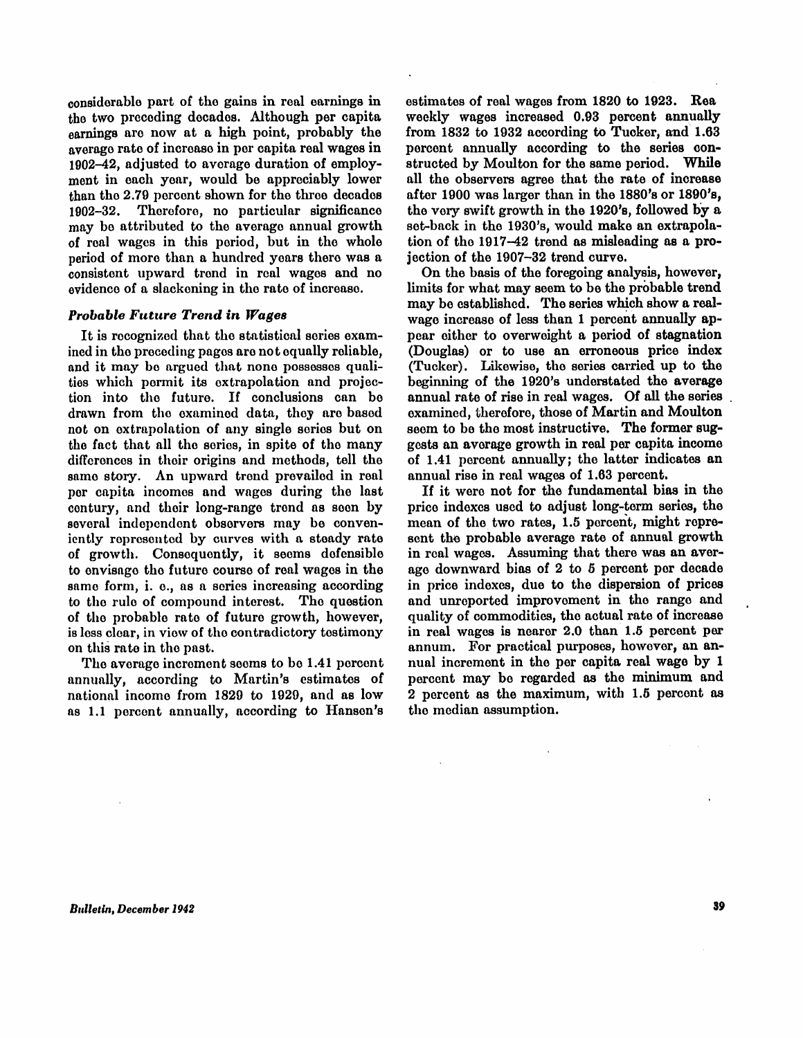considerable part of the gains in real earnings in the two preceding decades. Although per capita earnings are now at a high point, probably the average rate of increase in per capita real wages in 1902–42, adjusted to average duration of employment in each year, would be appreciably lower than the 2.79 percent shown for the three decades 1902–32. Therefore, no particular significance may be attributed to the average annual growth of real wages in this period, but in the whole period of more than a hundred years there was a consistent upward trend in real wages and no evidence of a slackening in the rate of increase.

### *Probable Future Trend in Wages*

It is recognized that the statistical series examined in the preceding pages are not equally reliable, and it may be argued that none possesses qualities which permit its extrapolation and projection into the future. If conclusions can be drawn from the examined data, they are based not on extrapolation of any single series but on the fact that all the series, in spite of the many differences in their origins and methods, tell the same story. An upward trend prevailed in real per capita incomes and wages during the last century, and their long-range trend as seen by several independent observers may be conveniently represented by curves with a steady rate of growth. Consequently, it seems defensible to envisage the future course of real wages in the same form, i. e., as a series increasing according to the rule of compound interest. The question of the probable rate of future growth, however, is less clear, in view of the contradictory testimony on this rate in the past.

The average increment seems to be 1.41 percent annually, according to Martin's estimates of national income from 1829 to 1929, and as low as 1.1 percent annually, according to Hansen's estimates of real wages from 1820 to 1923. Rea weekly wages increased 0.93 percent annually from 1832 to 1932 according to Tucker, and 1.63 percent annually according to the series constructed by Moulton for the same period. While all the observers agree that the rate of increase after 1900 was larger than in the 1880's or 1890's, the very swift growth in the 1920's, followed by a set-back in the 1930's, would make an extrapolation of the 1917–42 trend as misleading as a projection of the 1907–32 trend curve.

On the basis of the foregoing analysis, however, limits for what may seem to be the probable trend may be established. The series which show a real-wage increase of less than 1 percent annually appear either to overweight a period of stagnation (Douglas) or to use an erroneous price index (Tucker). Likewise, the series carried up to the beginning of the 1920's understated the average annual rate of rise in real wages. Of all the series examined, therefore, those of Martin and Moulton seem to be the most instructive. The former suggests an average growth in real per capita income of 1.41 percent annually; the latter indicates an annual rise in real wages of 1.63 percent.

If it were not for the fundamental bias in the price indexes used to adjust long-term series, the mean of the two rates, 1.5 percent, might represent the probable average rate of annual growth in real wages. Assuming that there was an average downward bias of 2 to 5 percent per decade in price indexes, due to the dispersion of prices and unreported improvement in the range and quality of commodities, the actual rate of increase in real wages is nearer 2.0 than 1.5 percent per annum. For practical purposes, however, an annual increment in the per capita real wage by 1 percent may be regarded as the minimum and 2 percent as the maximum, with 1.5 percent as the median assumption.